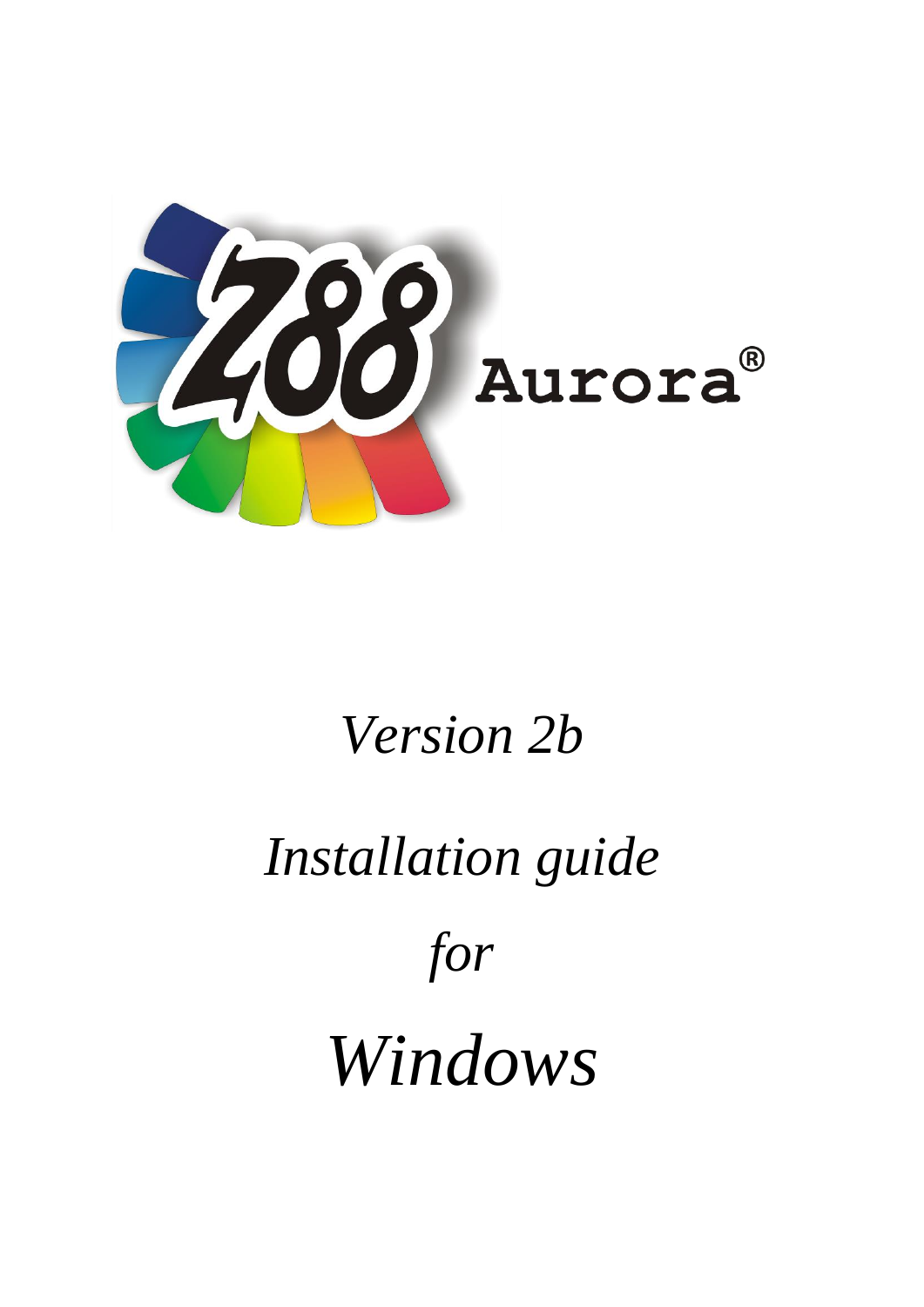Z88 Aurora®

*Version 2b*

*Installation guide*

*for*

*Windows*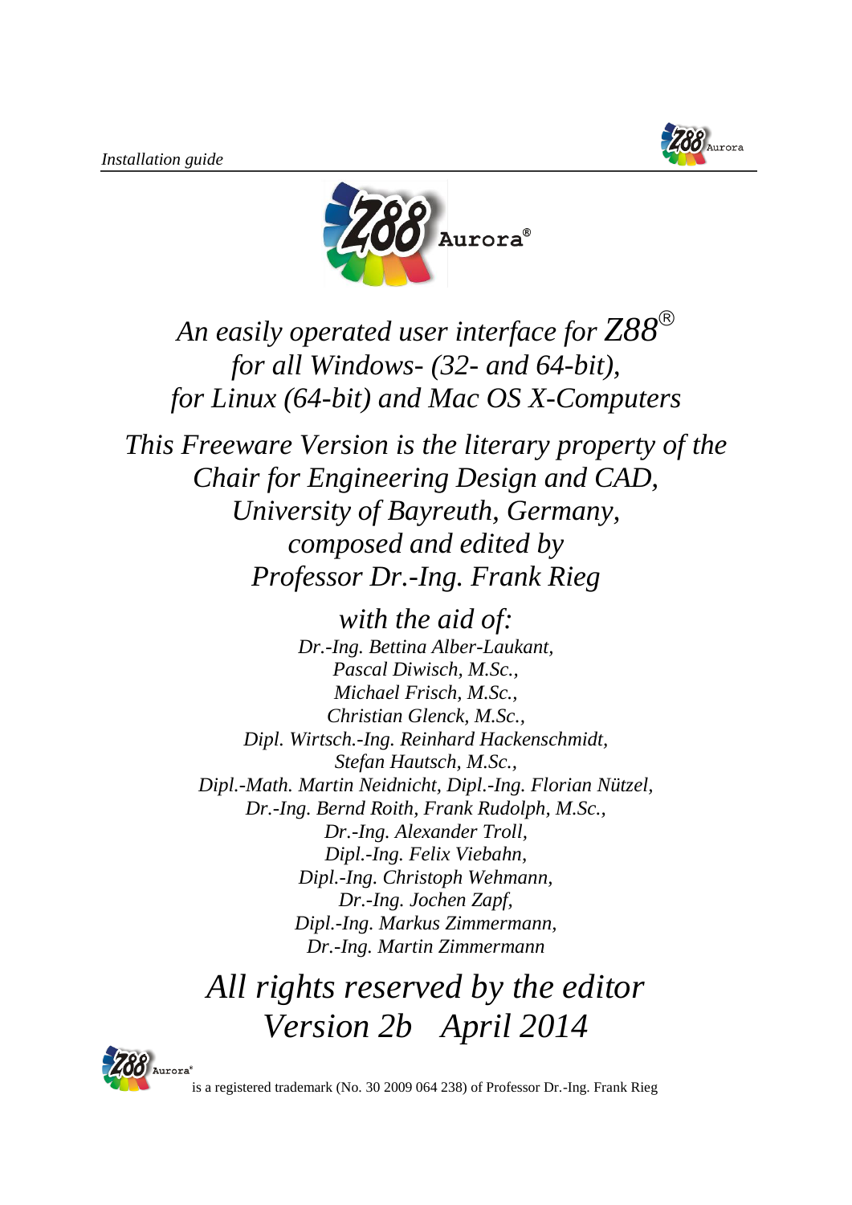*Installation guide*

Aurora®

*An easily operated user interface for Z88®*
*for all Windows- (32- and 64-bit),*
*for Linux (64-bit) and Mac OS X-Computers*

*This Freeware Version is the literary property of the Chair for Engineering Design and CAD, University of Bayreuth, Germany, composed and edited by Professor Dr.-Ing. Frank Rieg*

*with the aid of:*

*Dr.-Ing. Bettina Alber-Laukant,*
*Pascal Diwisch, M.Sc.,*
*Michael Frisch, M.Sc.,*
*Christian Glenck, M.Sc.,*
*Dipl. Wirtsch.-Ing. Reinhard Hackenschmidt,*
*Stefan Hautsch, M.Sc.,*
*Dipl.-Math. Martin Neidnicht, Dipl.-Ing. Florian Nützel,*
*Dr.-Ing. Bernd Roith, Frank Rudolph, M.Sc.,*
*Dr.-Ing. Alexander Troll,*
*Dipl.-Ing. Felix Viebahn,*
*Dipl.-Ing. Christoph Wehmann,*
*Dr.-Ing. Jochen Zapf,*
*Dipl.-Ing. Markus Zimmermann,*
*Dr.-Ing. Martin Zimmermann*

*All rights reserved by the editor*
*Version 2b April 2014*

Z88 Aurora® is a registered trademark (No. 30 2009 064 238) of Professor Dr.-Ing. Frank Rieg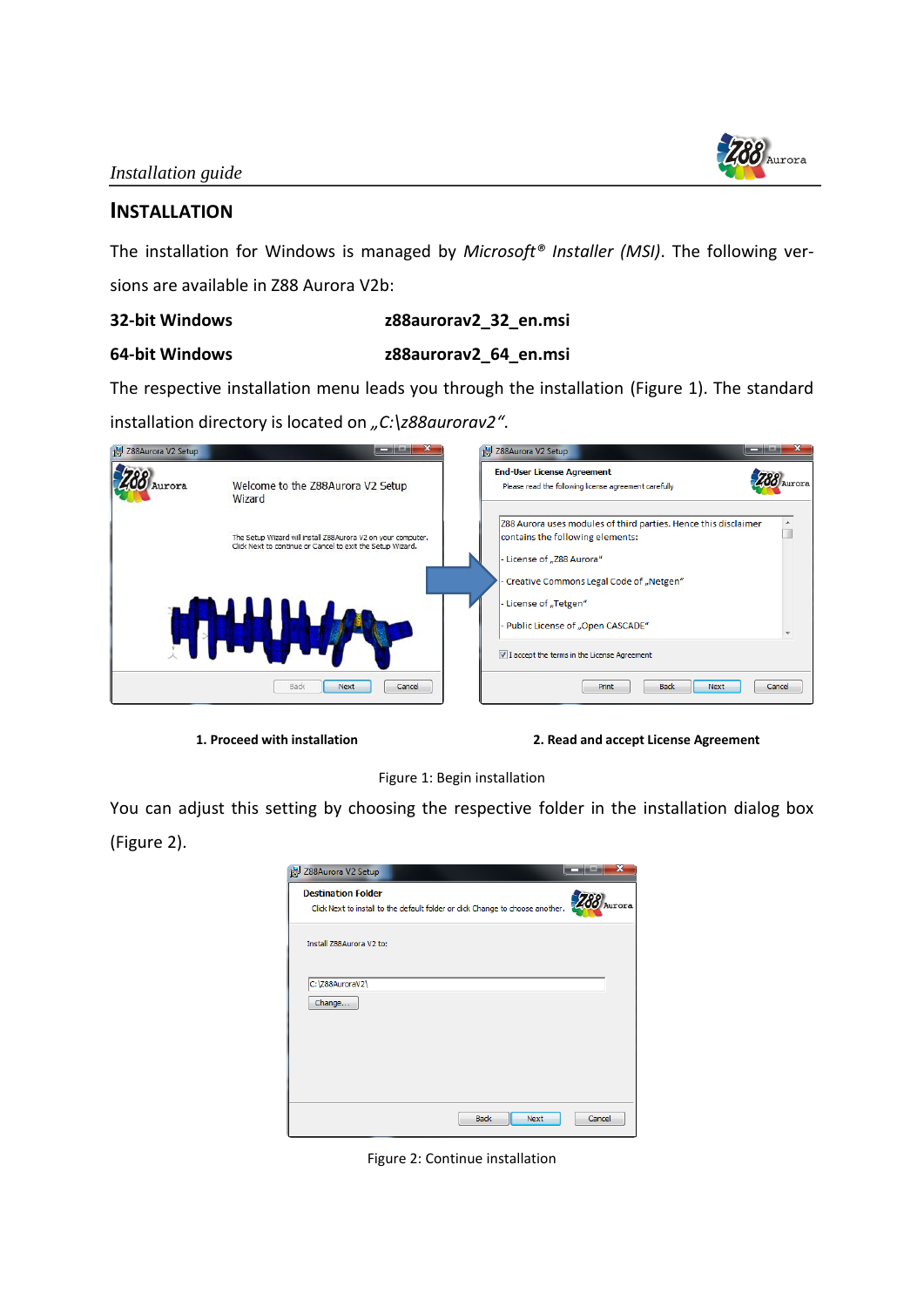# INSTALLATION

The installation for Windows is managed by *Microsoft® Installer (MSI)*. The following versions are available in Z88 Aurora V2b:

| | |
|---|---|
| **32-bit Windows** | **z88aurorav2_32_en.msi** |
| **64-bit Windows** | **z88aurorav2_64_en.msi** |

The respective installation menu leads you through the installation (Figure 1). The standard installation directory is located on *„C:\z88aurorav2"*.

**1. Proceed with installation** **2. Read and accept License Agreement**

Figure 1: Begin installation

You can adjust this setting by choosing the respective folder in the installation dialog box (Figure 2).

Figure 2: Continue installation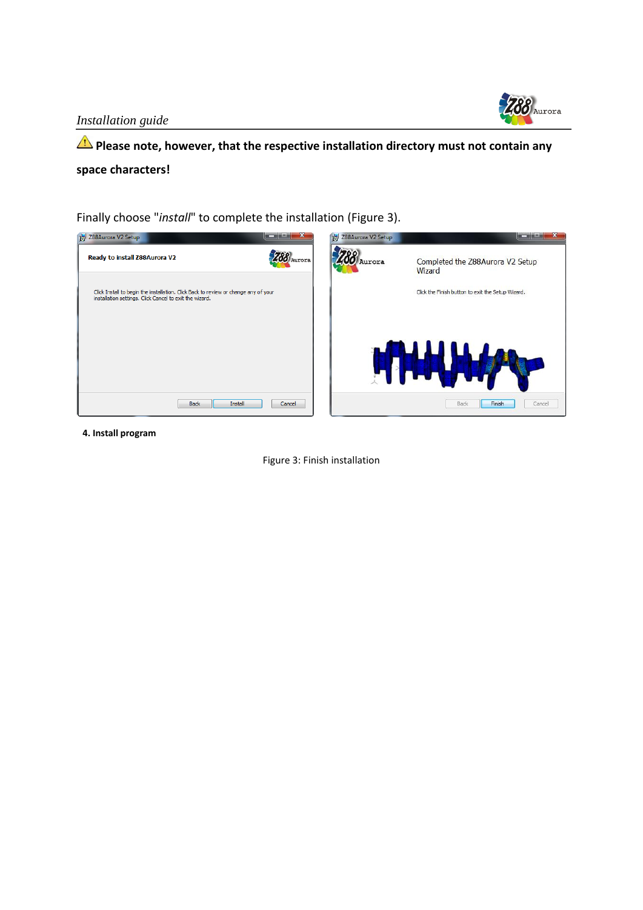⚠ **Please note, however, that the respective installation directory must not contain any space characters!**

Finally choose "*install*" to complete the installation (Figure 3).

**4. Install program**

Figure 3: Finish installation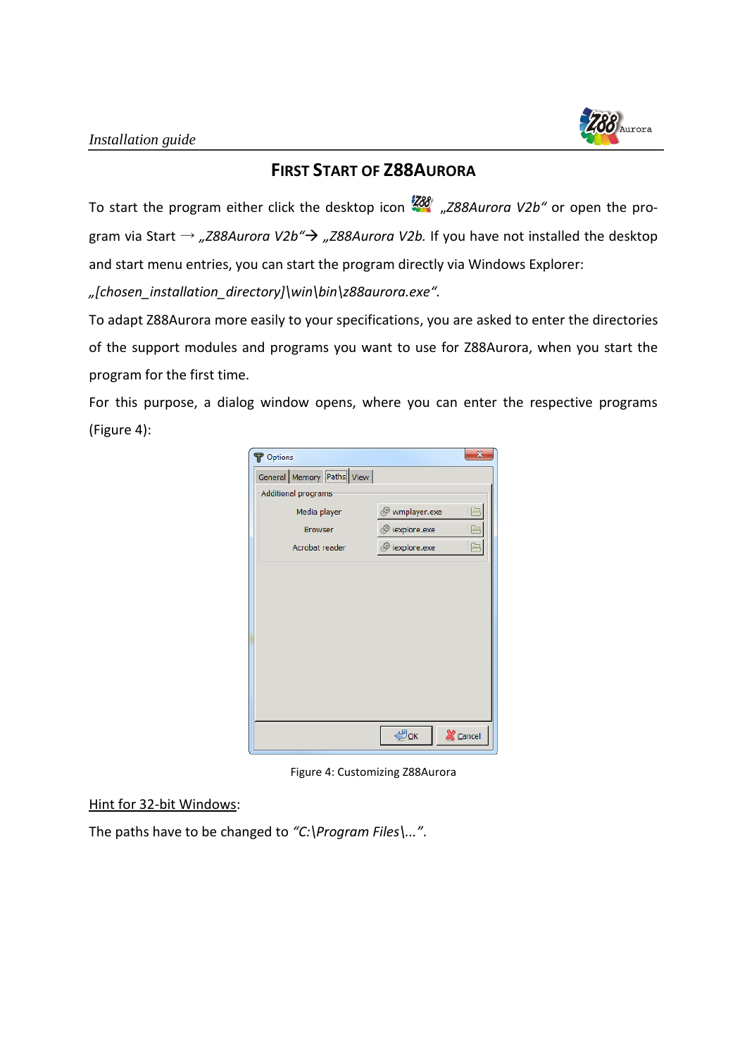## First Start of Z88Aurora

To start the program either click the desktop icon „*Z88Aurora V2b“* or open the program via Start → „*Z88Aurora V2b“*→ „*Z88Aurora V2b.* If you have not installed the desktop and start menu entries, you can start the program directly via Windows Explorer: „*[chosen_installation_directory]\win\bin\z88aurora.exe“.*

To adapt Z88Aurora more easily to your specifications, you are asked to enter the directories of the support modules and programs you want to use for Z88Aurora, when you start the program for the first time.

For this purpose, a dialog window opens, where you can enter the respective programs (Figure 4):

Figure 4: Customizing Z88Aurora

Hint for 32-bit Windows:

The paths have to be changed to *“C:\Program Files\...”.*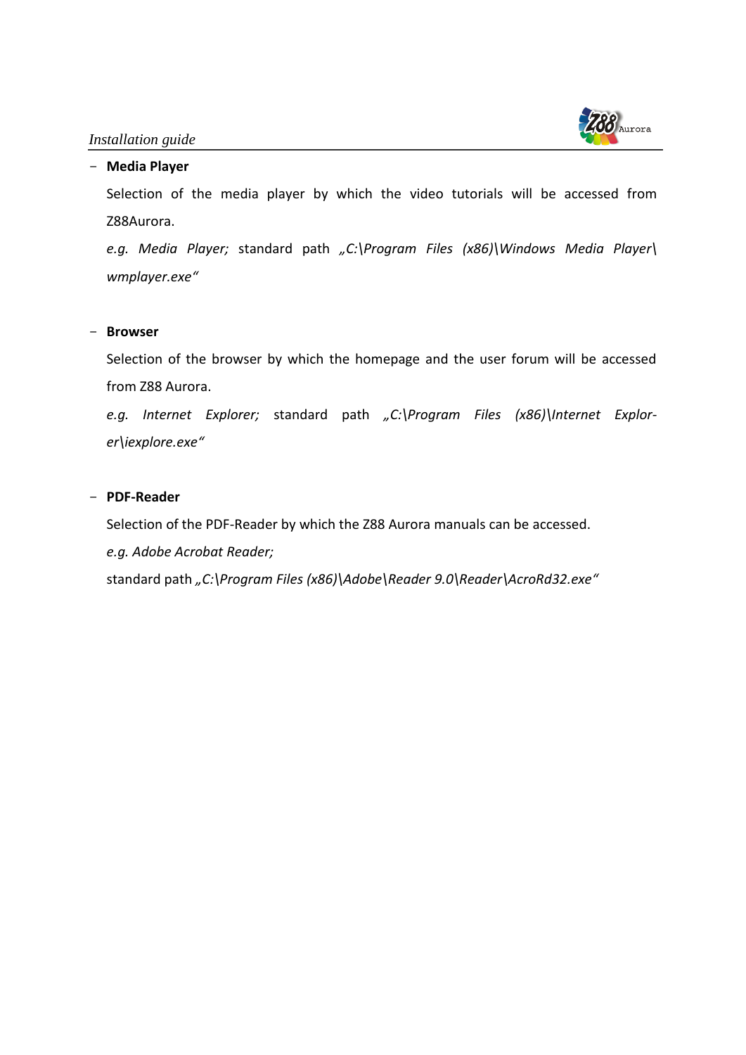- **Media Player**

  Selection of the media player by which the video tutorials will be accessed from Z88Aurora.

  *e.g. Media Player;* standard path *„C:\Program Files (x86)\Windows Media Player\wmplayer.exe"*

- **Browser**

  Selection of the browser by which the homepage and the user forum will be accessed from Z88 Aurora.

  *e.g. Internet Explorer;* standard path *„C:\Program Files (x86)\Internet Explorer\iexplore.exe"*

- **PDF-Reader**

  Selection of the PDF-Reader by which the Z88 Aurora manuals can be accessed.

  *e.g. Adobe Acrobat Reader;*

  standard path *„C:\Program Files (x86)\Adobe\Reader 9.0\Reader\AcroRd32.exe"*